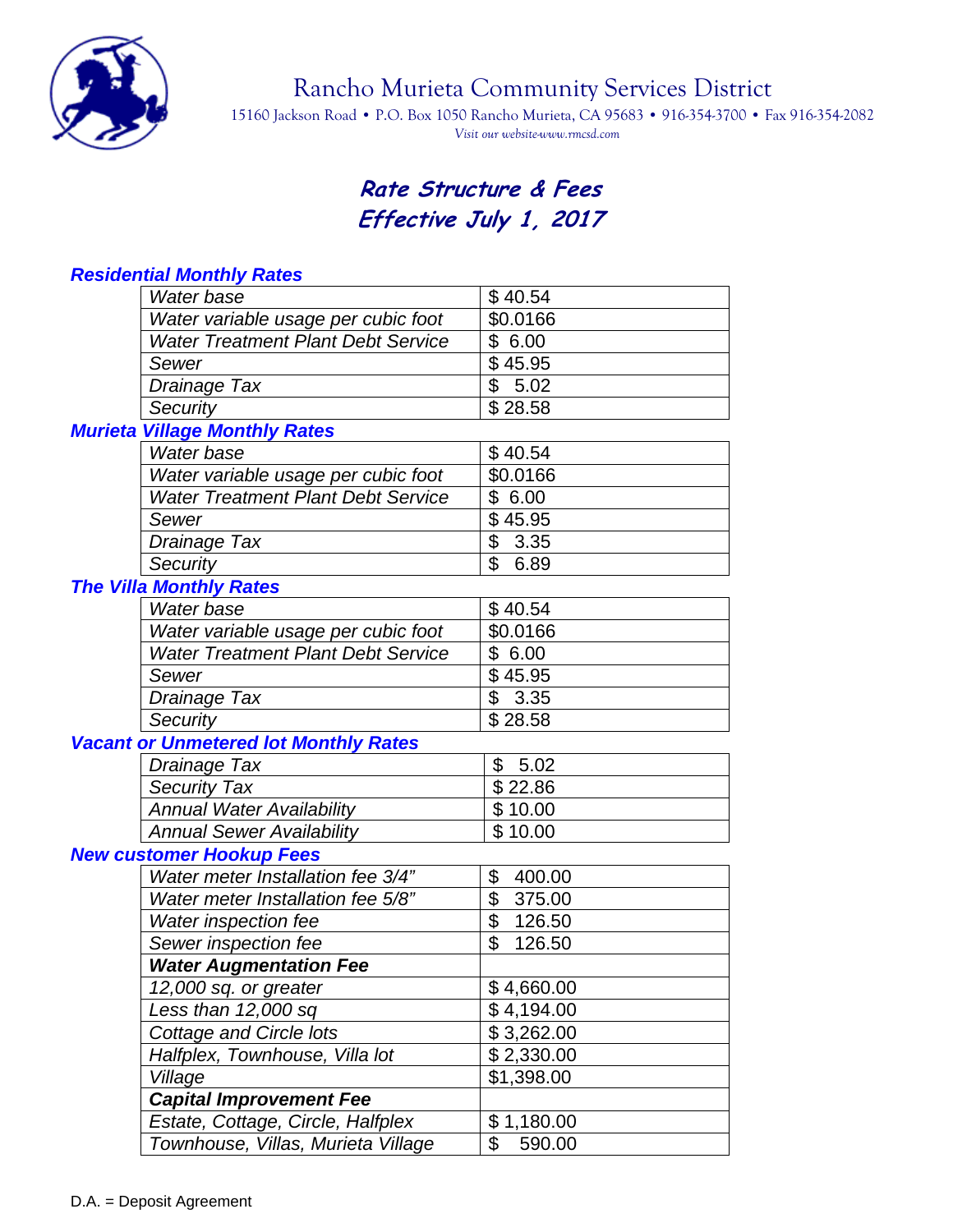# Rancho Murieta Community Services District

15160 Jackson Road • P.O. Box 1050 Rancho Murieta, CA 95683 • 916-354-3700 • Fax 916-354-2082

*Visit our website-www.rmcsd.com*

## *Rate Structure & Fees*
## *Effective July 1, 2017*

### *Residential Monthly Rates*

| | |
|---|---|
| *Water base* | $ 40.54 |
| *Water variable usage per cubic foot* | $0.0166 |
| *Water Treatment Plant Debt Service* | $ 6.00 |
| *Sewer* | $ 45.95 |
| *Drainage Tax* | $ 5.02 |
| *Security* | $ 28.58 |

### *Murieta Village Monthly Rates*

| | |
|---|---|
| *Water base* | $ 40.54 |
| *Water variable usage per cubic foot* | $0.0166 |
| *Water Treatment Plant Debt Service* | $ 6.00 |
| *Sewer* | $ 45.95 |
| *Drainage Tax* | $ 3.35 |
| *Security* | $ 6.89 |

### *The Villa Monthly Rates*

| | |
|---|---|
| *Water base* | $ 40.54 |
| *Water variable usage per cubic foot* | $0.0166 |
| *Water Treatment Plant Debt Service* | $ 6.00 |
| *Sewer* | $ 45.95 |
| *Drainage Tax* | $ 3.35 |
| *Security* | $ 28.58 |

### *Vacant or Unmetered lot Monthly Rates*

| | |
|---|---|
| *Drainage Tax* | $ 5.02 |
| *Security Tax* | $ 22.86 |
| *Annual Water Availability* | $ 10.00 |
| *Annual Sewer Availability* | $ 10.00 |

### *New customer Hookup Fees*

| | |
|---|---|
| *Water meter Installation fee 3/4"* | $ 400.00 |
| *Water meter Installation fee 5/8"* | $ 375.00 |
| *Water inspection fee* | $ 126.50 |
| *Sewer inspection fee* | $ 126.50 |
| ***Water Augmentation Fee*** | |
| *12,000 sq. or greater* | $ 4,660.00 |
| *Less than 12,000 sq* | $ 4,194.00 |
| *Cottage and Circle lots* | $ 3,262.00 |
| *Halfplex, Townhouse, Villa lot* | $ 2,330.00 |
| *Village* | $1,398.00 |
| ***Capital Improvement Fee*** | |
| *Estate, Cottage, Circle, Halfplex* | $ 1,180.00 |
| *Townhouse, Villas, Murieta Village* | $ 590.00 |

D.A. = Deposit Agreement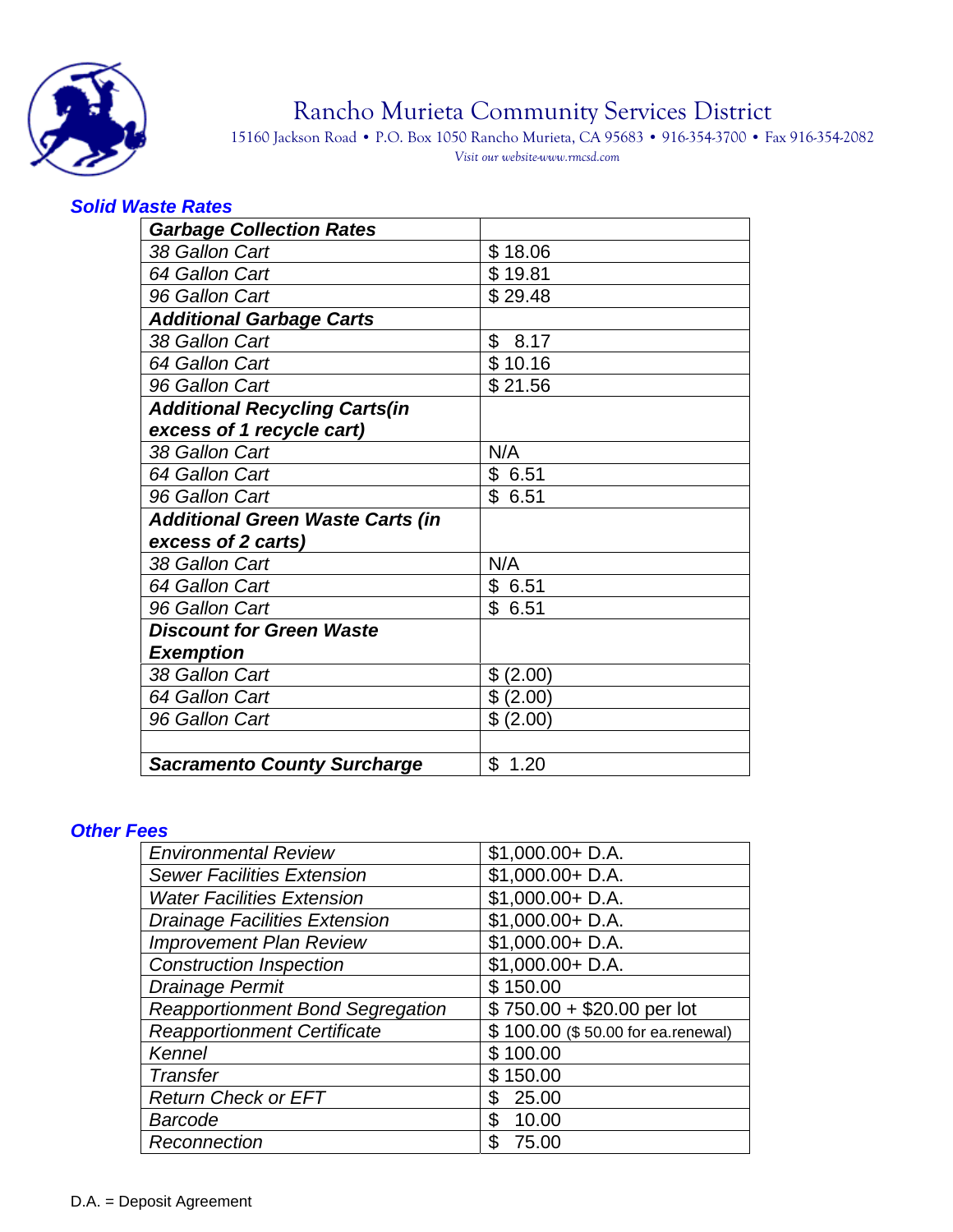# Rancho Murieta Community Services District

15160 Jackson Road • P.O. Box 1050 Rancho Murieta, CA 95683 • 916-354-3700 • Fax 916-354-2082

*Visit our website-www.rmcsd.com*

## *Solid Waste Rates*

| | |
|---|---|
| ***Garbage Collection Rates*** | |
| *38 Gallon Cart* | $ 18.06 |
| *64 Gallon Cart* | $ 19.81 |
| *96 Gallon Cart* | $ 29.48 |
| ***Additional Garbage Carts*** | |
| *38 Gallon Cart* | $ 8.17 |
| *64 Gallon Cart* | $ 10.16 |
| *96 Gallon Cart* | $ 21.56 |
| ***Additional Recycling Carts(in excess of 1 recycle cart)*** | |
| *38 Gallon Cart* | N/A |
| *64 Gallon Cart* | $ 6.51 |
| *96 Gallon Cart* | $ 6.51 |
| ***Additional Green Waste Carts (in excess of 2 carts)*** | |
| *38 Gallon Cart* | N/A |
| *64 Gallon Cart* | $ 6.51 |
| *96 Gallon Cart* | $ 6.51 |
| ***Discount for Green Waste Exemption*** | |
| *38 Gallon Cart* | $ (2.00) |
| *64 Gallon Cart* | $ (2.00) |
| *96 Gallon Cart* | $ (2.00) |
| | |
| ***Sacramento County Surcharge*** | $ 1.20 |

## *Other Fees*

| | |
|---|---|
| *Environmental Review* | $1,000.00+ D.A. |
| *Sewer Facilities Extension* | $1,000.00+ D.A. |
| *Water Facilities Extension* | $1,000.00+ D.A. |
| *Drainage Facilities Extension* | $1,000.00+ D.A. |
| *Improvement Plan Review* | $1,000.00+ D.A. |
| *Construction Inspection* | $1,000.00+ D.A. |
| *Drainage Permit* | $ 150.00 |
| *Reapportionment Bond Segregation* | $ 750.00 + $20.00 per lot |
| *Reapportionment Certificate* | $ 100.00 ($ 50.00 for ea.renewal) |
| *Kennel* | $ 100.00 |
| *Transfer* | $ 150.00 |
| *Return Check or EFT* | $ 25.00 |
| *Barcode* | $ 10.00 |
| *Reconnection* | $ 75.00 |

D.A. = Deposit Agreement